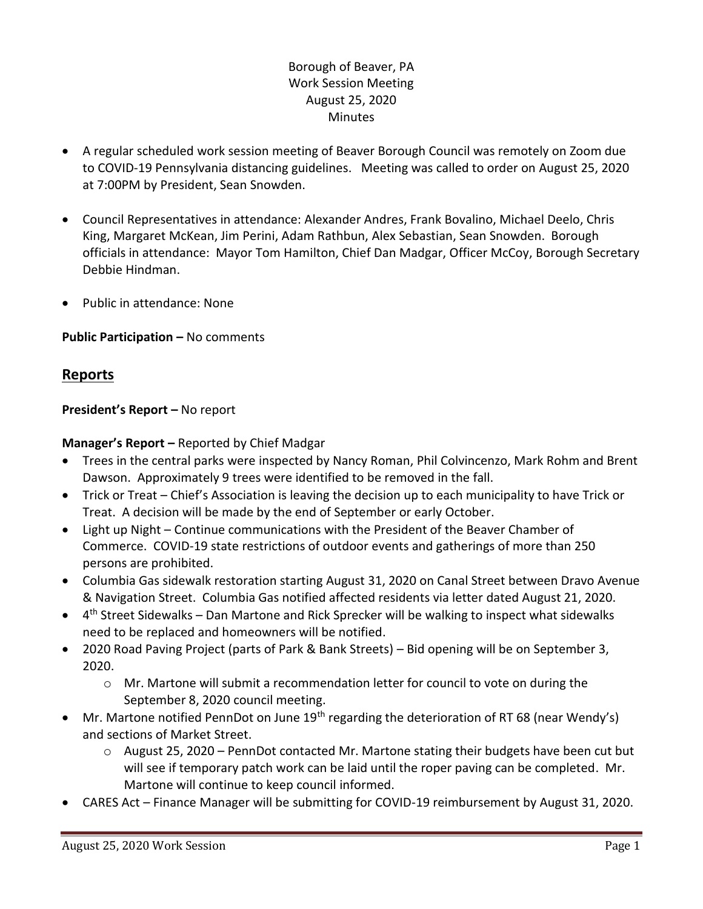Borough of Beaver, PA
Work Session Meeting
August 25, 2020
Minutes

- A regular scheduled work session meeting of Beaver Borough Council was remotely on Zoom due to COVID-19 Pennsylvania distancing guidelines. Meeting was called to order on August 25, 2020 at 7:00PM by President, Sean Snowden.
- Council Representatives in attendance: Alexander Andres, Frank Bovalino, Michael Deelo, Chris King, Margaret McKean, Jim Perini, Adam Rathbun, Alex Sebastian, Sean Snowden. Borough officials in attendance: Mayor Tom Hamilton, Chief Dan Madgar, Officer McCoy, Borough Secretary Debbie Hindman.
- Public in attendance: None

**Public Participation –** No comments

## Reports

**President's Report –** No report

**Manager's Report –** Reported by Chief Madgar

- Trees in the central parks were inspected by Nancy Roman, Phil Colvincenzo, Mark Rohm and Brent Dawson. Approximately 9 trees were identified to be removed in the fall.
- Trick or Treat – Chief's Association is leaving the decision up to each municipality to have Trick or Treat. A decision will be made by the end of September or early October.
- Light up Night – Continue communications with the President of the Beaver Chamber of Commerce. COVID-19 state restrictions of outdoor events and gatherings of more than 250 persons are prohibited.
- Columbia Gas sidewalk restoration starting August 31, 2020 on Canal Street between Dravo Avenue & Navigation Street. Columbia Gas notified affected residents via letter dated August 21, 2020.
- 4th Street Sidewalks – Dan Martone and Rick Sprecker will be walking to inspect what sidewalks need to be replaced and homeowners will be notified.
- 2020 Road Paving Project (parts of Park & Bank Streets) – Bid opening will be on September 3, 2020.
  - Mr. Martone will submit a recommendation letter for council to vote on during the September 8, 2020 council meeting.
- Mr. Martone notified PennDot on June 19th regarding the deterioration of RT 68 (near Wendy's) and sections of Market Street.
  - August 25, 2020 – PennDot contacted Mr. Martone stating their budgets have been cut but will see if temporary patch work can be laid until the roper paving can be completed. Mr. Martone will continue to keep council informed.
- CARES Act – Finance Manager will be submitting for COVID-19 reimbursement by August 31, 2020.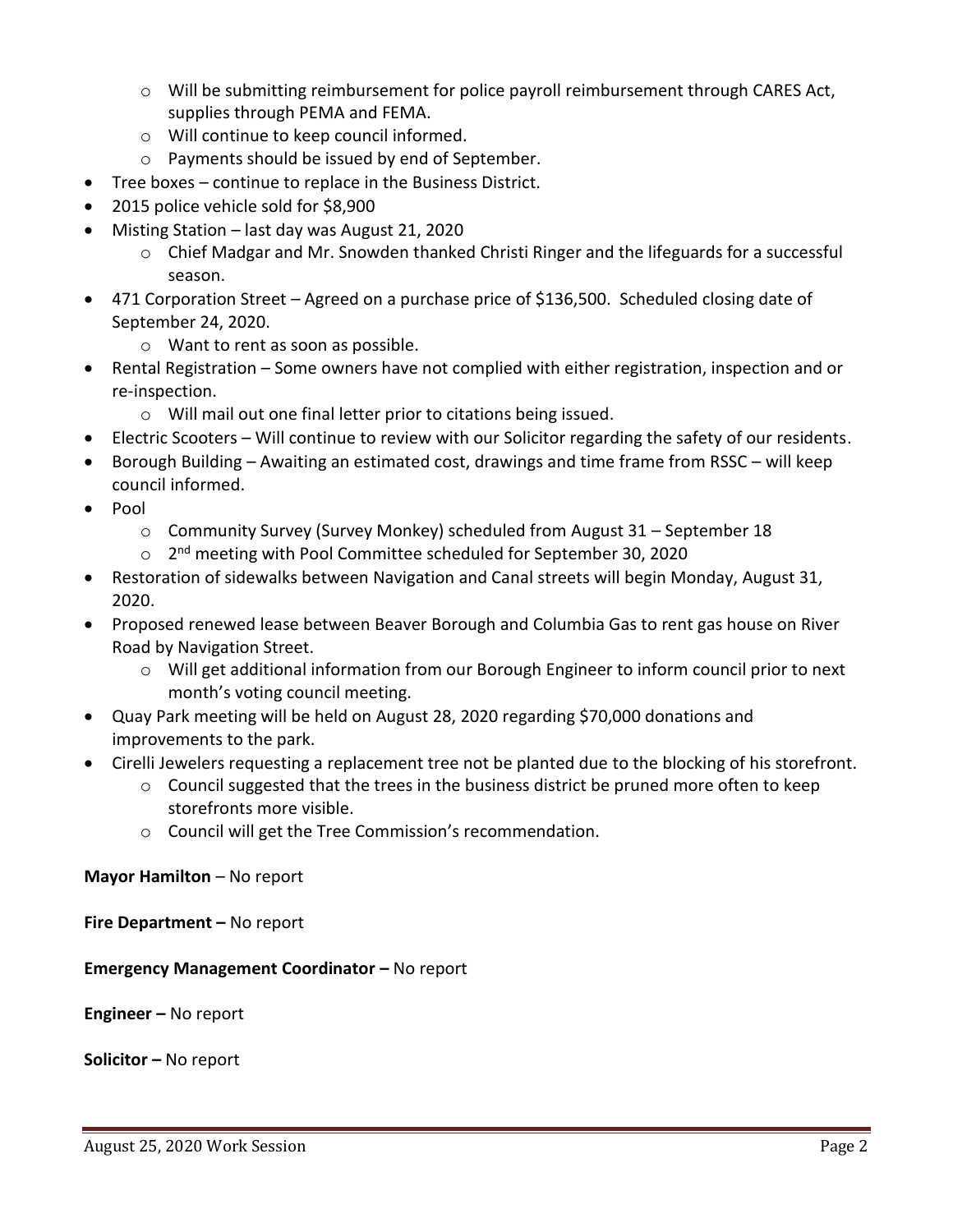- Will be submitting reimbursement for police payroll reimbursement through CARES Act, supplies through PEMA and FEMA.
  - Will continue to keep council informed.
  - Payments should be issued by end of September.
- Tree boxes – continue to replace in the Business District.
- 2015 police vehicle sold for $8,900
- Misting Station – last day was August 21, 2020
  - Chief Madgar and Mr. Snowden thanked Christi Ringer and the lifeguards for a successful season.
- 471 Corporation Street – Agreed on a purchase price of $136,500. Scheduled closing date of September 24, 2020.
  - Want to rent as soon as possible.
- Rental Registration – Some owners have not complied with either registration, inspection and or re-inspection.
  - Will mail out one final letter prior to citations being issued.
- Electric Scooters – Will continue to review with our Solicitor regarding the safety of our residents.
- Borough Building – Awaiting an estimated cost, drawings and time frame from RSSC – will keep council informed.
- Pool
  - Community Survey (Survey Monkey) scheduled from August 31 – September 18
  - 2nd meeting with Pool Committee scheduled for September 30, 2020
- Restoration of sidewalks between Navigation and Canal streets will begin Monday, August 31, 2020.
- Proposed renewed lease between Beaver Borough and Columbia Gas to rent gas house on River Road by Navigation Street.
  - Will get additional information from our Borough Engineer to inform council prior to next month's voting council meeting.
- Quay Park meeting will be held on August 28, 2020 regarding $70,000 donations and improvements to the park.
- Cirelli Jewelers requesting a replacement tree not be planted due to the blocking of his storefront.
  - Council suggested that the trees in the business district be pruned more often to keep storefronts more visible.
  - Council will get the Tree Commission's recommendation.

**Mayor Hamilton** – No report

**Fire Department –** No report

**Emergency Management Coordinator –** No report

**Engineer –** No report

**Solicitor –** No report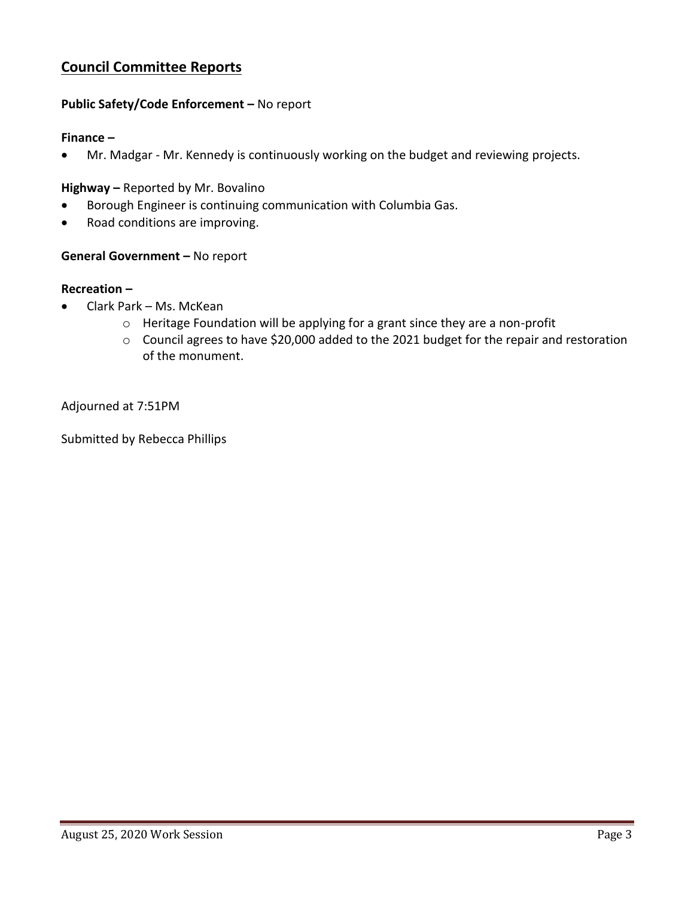## Council Committee Reports

**Public Safety/Code Enforcement –** No report

**Finance –**

- Mr. Madgar - Mr. Kennedy is continuously working on the budget and reviewing projects.

**Highway –** Reported by Mr. Bovalino

- Borough Engineer is continuing communication with Columbia Gas.
- Road conditions are improving.

**General Government –** No report

**Recreation –**

- Clark Park – Ms. McKean
  - Heritage Foundation will be applying for a grant since they are a non-profit
  - Council agrees to have $20,000 added to the 2021 budget for the repair and restoration of the monument.

Adjourned at 7:51PM

Submitted by Rebecca Phillips